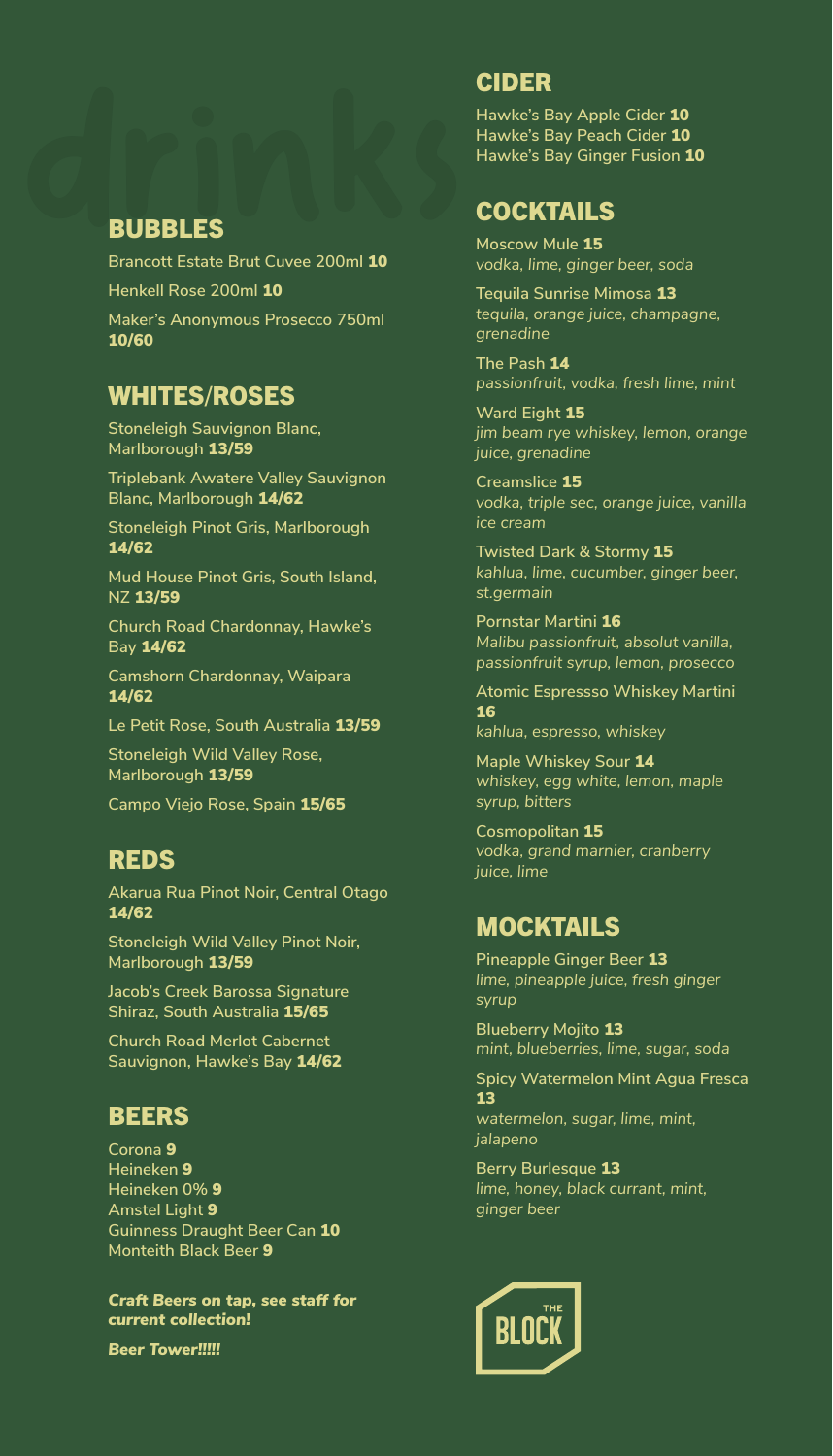# drinks

## BUBBLES

Brancott Estate Brut Cuvee 200ml **10**

Henkell Rose 200ml **10**

Maker's Anonymous Prosecco 750ml **10/60**

## WHITES/ROSES

Stoneleigh Sauvignon Blanc, Marlborough **13/59**

Triplebank Awatere Valley Sauvignon Blanc, Marlborough **14/62**

Stoneleigh Pinot Gris, Marlborough **14/62**

Mud House Pinot Gris, South Island, NZ **13/59**

Church Road Chardonnay, Hawke's Bay **14/62**

Camshorn Chardonnay, Waipara **14/62**

Le Petit Rose, South Australia **13/59**

Stoneleigh Wild Valley Rose, Marlborough **13/59**

Campo Viejo Rose, Spain **15/65**

## REDS

Akarua Rua Pinot Noir, Central Otago **14/62**

Stoneleigh Wild Valley Pinot Noir, Marlborough **13/59**

Jacob's Creek Barossa Signature Shiraz, South Australia **15/65**

Church Road Merlot Cabernet Sauvignon, Hawke's Bay **14/62**

## BEERS

Corona **9**
Heineken **9**
Heineken 0% **9**
Amstel Light **9**
Guinness Draught Beer Can **10**
Monteith Black Beer **9**

***Craft Beers on tap, see staff for current collection!***

***Beer Tower!!!!!***

## CIDER

Hawke's Bay Apple Cider **10**
Hawke's Bay Peach Cider **10**
Hawke's Bay Ginger Fusion **10**

## COCKTAILS

Moscow Mule **15**
*vodka, lime, ginger beer, soda*

Tequila Sunrise Mimosa **13**
*tequila, orange juice, champagne, grenadine*

The Pash **14**
*passionfruit, vodka, fresh lime, mint*

Ward Eight **15**
*jim beam rye whiskey, lemon, orange juice, grenadine*

Creamslice **15**
*vodka, triple sec, orange juice, vanilla ice cream*

Twisted Dark & Stormy **15**
*kahlua, lime, cucumber, ginger beer, st.germain*

Pornstar Martini **16**
*Malibu passionfruit, absolut vanilla, passionfruit syrup, lemon, prosecco*

Atomic Espressso Whiskey Martini **16**
*kahlua, espresso, whiskey*

Maple Whiskey Sour **14**
*whiskey, egg white, lemon, maple syrup, bitters*

Cosmopolitan **15**
*vodka, grand marnier, cranberry juice, lime*

## MOCKTAILS

Pineapple Ginger Beer **13**
*lime, pineapple juice, fresh ginger syrup*

Blueberry Mojito **13**
*mint, blueberries, lime, sugar, soda*

Spicy Watermelon Mint Agua Fresca **13**
*watermelon, sugar, lime, mint, jalapeno*

Berry Burlesque **13**
*lime, honey, black currant, mint, ginger beer*

THE BLOCK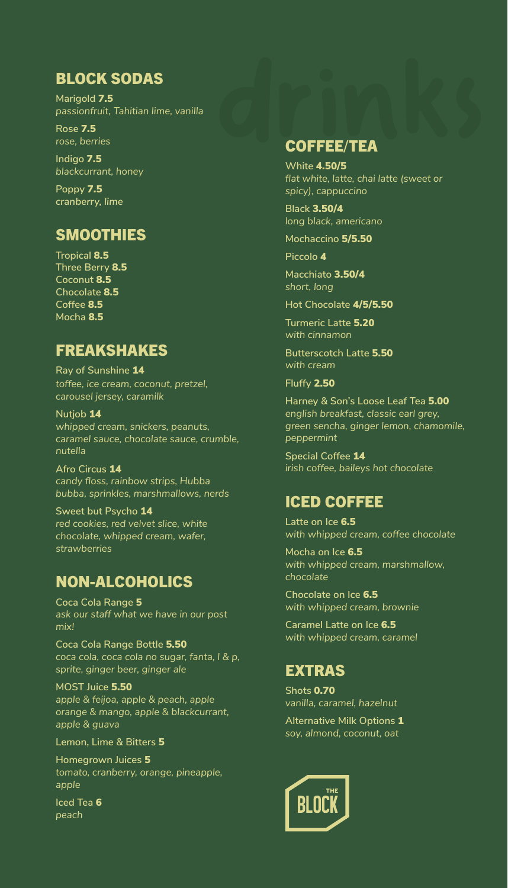## BLOCK SODAS

**Marigold 7.5**
*passionfruit, Tahitian lime, vanilla*

**Rose 7.5**
*rose, berries*

**Indigo 7.5**
*blackcurrant, honey*

**Poppy 7.5**
*cranberry, lime*

## SMOOTHIES

**Tropical 8.5**
**Three Berry 8.5**
**Coconut 8.5**
**Chocolate 8.5**
**Coffee 8.5**
**Mocha 8.5**

## FREAKSHAKES

**Ray of Sunshine 14**
*toffee, ice cream, coconut, pretzel, carousel jersey, caramilk*

**Nutjob 14**
*whipped cream, snickers, peanuts, caramel sauce, chocolate sauce, crumble, nutella*

**Afro Circus 14**
*candy floss, rainbow strips, Hubba bubba, sprinkles, marshmallows, nerds*

**Sweet but Psycho 14**
*red cookies, red velvet slice, white chocolate, whipped cream, wafer, strawberries*

## NON-ALCOHOLICS

**Coca Cola Range 5**
*ask our staff what we have in our post mix!*

**Coca Cola Range Bottle 5.50**
*coca cola, coca cola no sugar, fanta, l & p, sprite, ginger beer, ginger ale*

**MOST Juice 5.50**
*apple & feijoa, apple & peach, apple orange & mango, apple & blackcurrant, apple & guava*

**Lemon, Lime & Bitters 5**

**Homegrown Juices 5**
*tomato, cranberry, orange, pineapple, apple*

**Iced Tea 6**
*peach*

# drinks

## COFFEE/TEA

**White 4.50/5**
*flat white, latte, chai latte (sweet or spicy), cappuccino*

**Black 3.50/4**
*long black, americano*

**Mochaccino 5/5.50**

**Piccolo 4**

**Macchiato 3.50/4**
*short, long*

**Hot Chocolate 4/5/5.50**

**Turmeric Latte 5.20**
*with cinnamon*

**Butterscotch Latte 5.50**
*with cream*

**Fluffy 2.50**

**Harney & Son's Loose Leaf Tea 5.00**
*english breakfast, classic earl grey, green sencha, ginger lemon, chamomile, peppermint*

**Special Coffee 14**
*irish coffee, baileys hot chocolate*

## ICED COFFEE

**Latte on Ice 6.5**
*with whipped cream, coffee chocolate*

**Mocha on Ice 6.5**
*with whipped cream, marshmallow, chocolate*

**Chocolate on Ice 6.5**
*with whipped cream, brownie*

**Caramel Latte on Ice 6.5**
*with whipped cream, caramel*

## EXTRAS

**Shots 0.70**
*vanilla, caramel, hazelnut*

**Alternative Milk Options 1**
*soy, almond, coconut, oat*

THE BLOCK